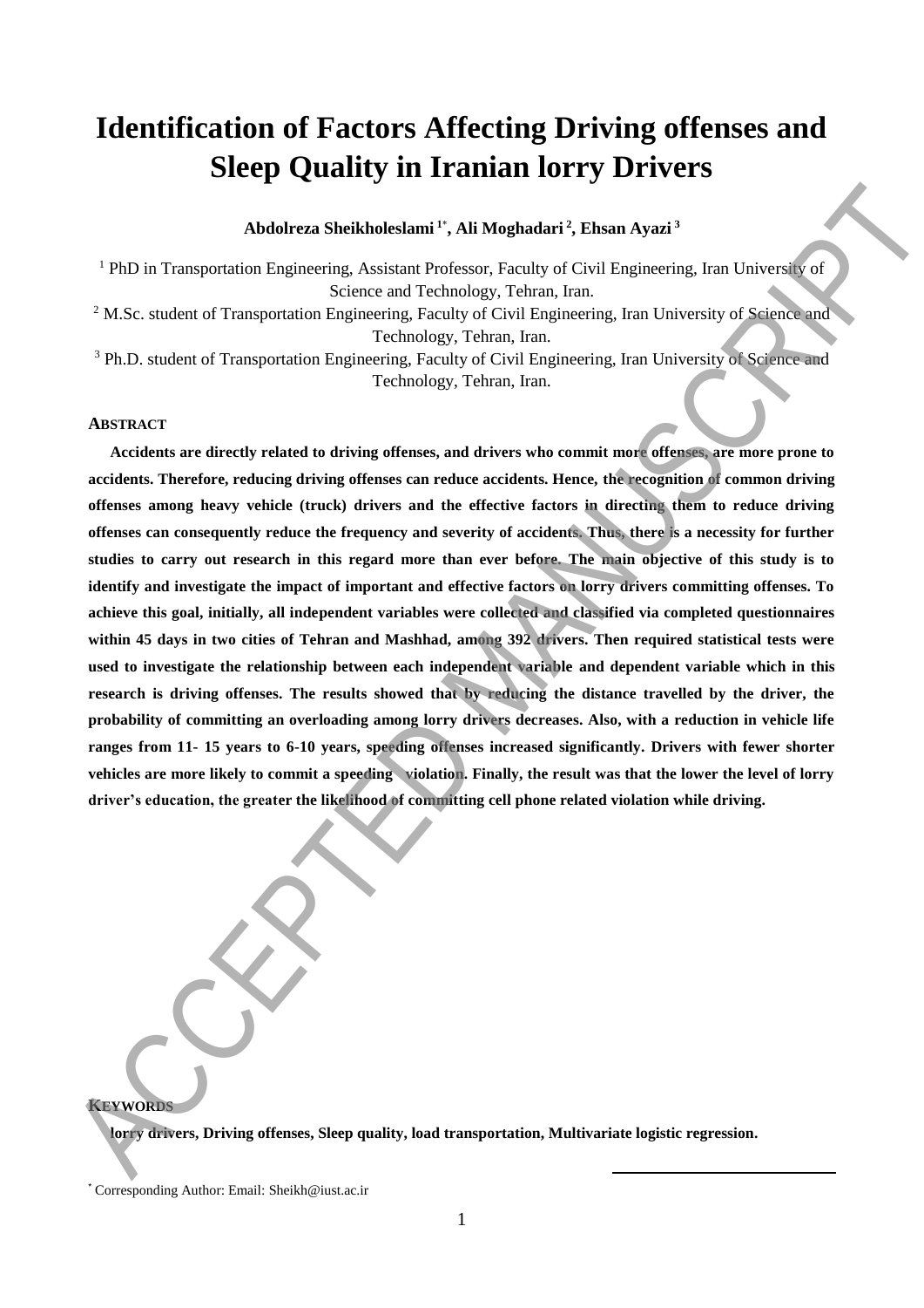# Identification of Factors Affecting Driving offenses and Sleep Quality in Iranian lorry Drivers

**Abdolreza Sheikholeslami [1*], Ali Moghadari [2], Ehsan Ayazi [3]**

[1] PhD in Transportation Engineering, Assistant Professor, Faculty of Civil Engineering, Iran University of Science and Technology, Tehran, Iran.

[2] M.Sc. student of Transportation Engineering, Faculty of Civil Engineering, Iran University of Science and Technology, Tehran, Iran.

[3] Ph.D. student of Transportation Engineering, Faculty of Civil Engineering, Iran University of Science and Technology, Tehran, Iran.

## ABSTRACT

**Accidents are directly related to driving offenses, and drivers who commit more offenses, are more prone to accidents. Therefore, reducing driving offenses can reduce accidents. Hence, the recognition of common driving offenses among heavy vehicle (truck) drivers and the effective factors in directing them to reduce driving offenses can consequently reduce the frequency and severity of accidents. Thus, there is a necessity for further studies to carry out research in this regard more than ever before. The main objective of this study is to identify and investigate the impact of important and effective factors on lorry drivers committing offenses. To achieve this goal, initially, all independent variables were collected and classified via completed questionnaires within 45 days in two cities of Tehran and Mashhad, among 392 drivers. Then required statistical tests were used to investigate the relationship between each independent variable and dependent variable which in this research is driving offenses. The results showed that by reducing the distance travelled by the driver, the probability of committing an overloading among lorry drivers decreases. Also, with a reduction in vehicle life ranges from 11- 15 years to 6-10 years, speeding offenses increased significantly. Drivers with fewer shorter vehicles are more likely to commit a speeding violation. Finally, the result was that the lower the level of lorry driver's education, the greater the likelihood of committing cell phone related violation while driving.**

## KEYWORDS

**lorry drivers, Driving offenses, Sleep quality, load transportation, Multivariate logistic regression.**

[*] Corresponding Author: Email: Sheikh@iust.ac.ir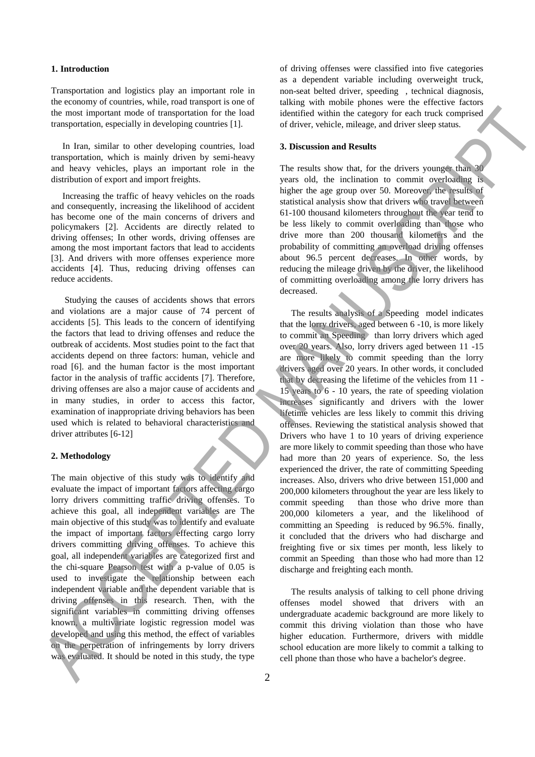### 1. Introduction

Transportation and logistics play an important role in the economy of countries, while, road transport is one of the most important mode of transportation for the load transportation, especially in developing countries [1].

In Iran, similar to other developing countries, load transportation, which is mainly driven by semi-heavy and heavy vehicles, plays an important role in the distribution of export and import freights.

Increasing the traffic of heavy vehicles on the roads and consequently, increasing the likelihood of accident has become one of the main concerns of drivers and policymakers [2]. Accidents are directly related to driving offenses; In other words, driving offenses are among the most important factors that lead to accidents [3]. And drivers with more offenses experience more accidents [4]. Thus, reducing driving offenses can reduce accidents.

Studying the causes of accidents shows that errors and violations are a major cause of 74 percent of accidents [5]. This leads to the concern of identifying the factors that lead to driving offenses and reduce the outbreak of accidents. Most studies point to the fact that accidents depend on three factors: human, vehicle and road [6]. and the human factor is the most important factor in the analysis of traffic accidents [7]. Therefore, driving offenses are also a major cause of accidents and in many studies, in order to access this factor, examination of inappropriate driving behaviors has been used which is related to behavioral characteristics and driver attributes [6-12]

### 2. Methodology

The main objective of this study was to identify and evaluate the impact of important factors affecting cargo lorry drivers committing traffic driving offenses. To achieve this goal, all independent variables are The main objective of this study was to identify and evaluate the impact of important factors effecting cargo lorry drivers committing driving offenses. To achieve this goal, all independent variables are categorized first and the chi-square Pearson test with a p-value of 0.05 is used to investigate the relationship between each independent variable and the dependent variable that is driving offenses in this research. Then, with the significant variables in committing driving offenses known, a multivariate logistic regression model was developed and using this method, the effect of variables on the perpetration of infringements by lorry drivers was evaluated. It should be noted in this study, the type of driving offenses were classified into five categories as a dependent variable including overweight truck, non-seat belted driver, speeding , technical diagnosis, talking with mobile phones were the effective factors identified within the category for each truck comprised of driver, vehicle, mileage, and driver sleep status.

### 3. Discussion and Results

The results show that, for the drivers younger than 30 years old, the inclination to commit overloading is higher the age group over 50. Moreover, the results of statistical analysis show that drivers who travel between 61-100 thousand kilometers throughout the year tend to be less likely to commit overloading than those who drive more than 200 thousand kilometers and the probability of committing an overload driving offenses about 96.5 percent decreases. In other words, by reducing the mileage driven by the driver, the likelihood of committing overloading among the lorry drivers has decreased.

The results analysis of a Speeding model indicates that the lorry drivers, aged between 6 -10, is more likely to commit an Speeding than lorry drivers which aged over 20 years. Also, lorry drivers aged between 11 -15 are more likely to commit speeding than the lorry drivers aged over 20 years. In other words, it concluded that by decreasing the lifetime of the vehicles from 11 - 15 years to 6 - 10 years, the rate of speeding violation increases significantly and drivers with the lower lifetime vehicles are less likely to commit this driving offenses. Reviewing the statistical analysis showed that Drivers who have 1 to 10 years of driving experience are more likely to commit speeding than those who have had more than 20 years of experience. So, the less experienced the driver, the rate of committing Speeding increases. Also, drivers who drive between 151,000 and 200,000 kilometers throughout the year are less likely to commit speeding than those who drive more than 200,000 kilometers a year, and the likelihood of committing an Speeding is reduced by 96.5%. finally, it concluded that the drivers who had discharge and freighting five or six times per month, less likely to commit an Speeding than those who had more than 12 discharge and freighting each month.

The results analysis of talking to cell phone driving offenses model showed that drivers with an undergraduate academic background are more likely to commit this driving violation than those who have higher education. Furthermore, drivers with middle school education are more likely to commit a talking to cell phone than those who have a bachelor's degree.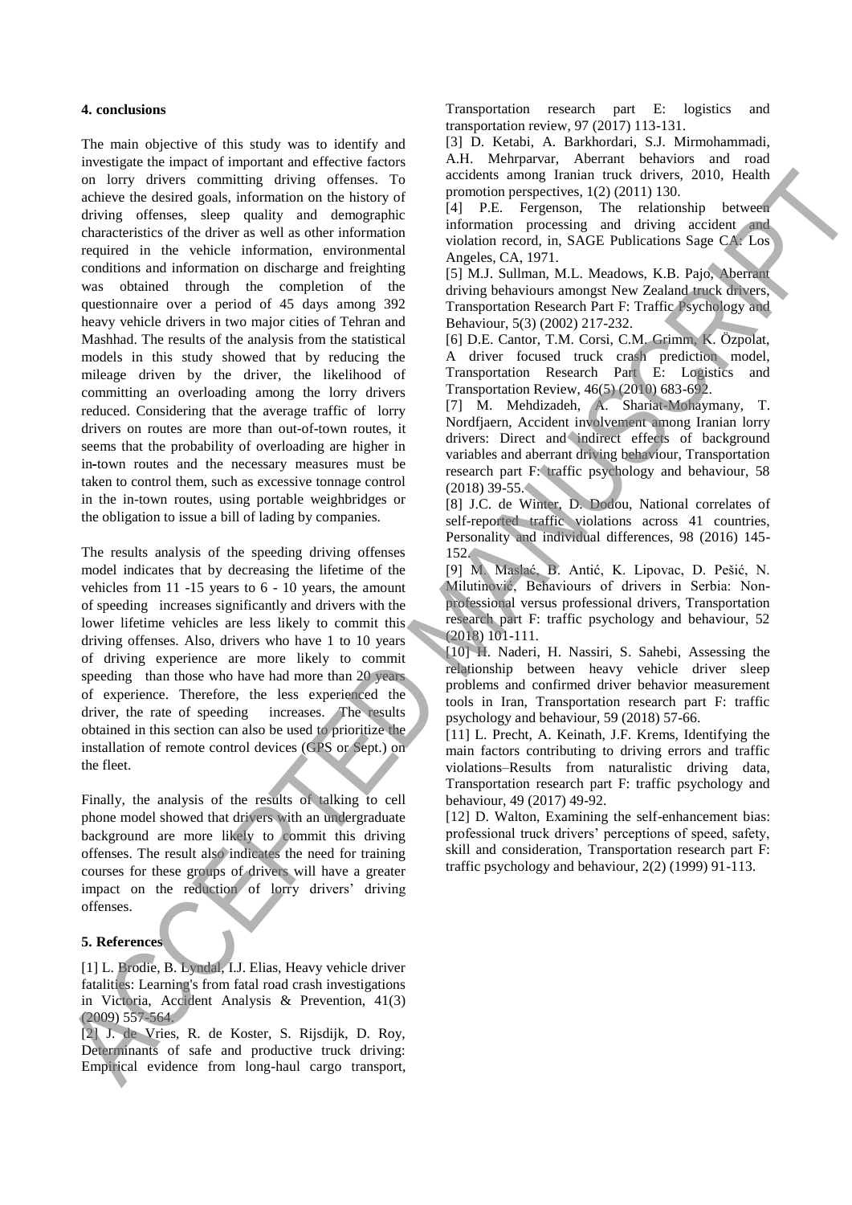#### 4. conclusions

The main objective of this study was to identify and investigate the impact of important and effective factors on lorry drivers committing driving offenses. To achieve the desired goals, information on the history of driving offenses, sleep quality and demographic characteristics of the driver as well as other information required in the vehicle information, environmental conditions and information on discharge and freighting was obtained through the completion of the questionnaire over a period of 45 days among 392 heavy vehicle drivers in two major cities of Tehran and Mashhad. The results of the analysis from the statistical models in this study showed that by reducing the mileage driven by the driver, the likelihood of committing an overloading among the lorry drivers reduced. Considering that the average traffic of lorry drivers on routes are more than out-of-town routes, it seems that the probability of overloading are higher in in-town routes and the necessary measures must be taken to control them, such as excessive tonnage control in the in-town routes, using portable weighbridges or the obligation to issue a bill of lading by companies.

The results analysis of the speeding driving offenses model indicates that by decreasing the lifetime of the vehicles from 11 -15 years to 6 - 10 years, the amount of speeding increases significantly and drivers with the lower lifetime vehicles are less likely to commit this driving offenses. Also, drivers who have 1 to 10 years of driving experience are more likely to commit speeding than those who have had more than 20 years of experience. Therefore, the less experienced the driver, the rate of speeding increases. The results obtained in this section can also be used to prioritize the installation of remote control devices (GPS or Sept.) on the fleet.

Finally, the analysis of the results of talking to cell phone model showed that drivers with an undergraduate background are more likely to commit this driving offenses. The result also indicates the need for training courses for these groups of drivers will have a greater impact on the reduction of lorry drivers' driving offenses.

#### 5. References

[1] L. Brodie, B. Lyndal, I.J. Elias, Heavy vehicle driver fatalities: Learning's from fatal road crash investigations in Victoria, Accident Analysis & Prevention, 41(3) (2009) 557-564.

[2] J. de Vries, R. de Koster, S. Rijsdijk, D. Roy, Determinants of safe and productive truck driving: Empirical evidence from long-haul cargo transport, Transportation research part E: logistics and transportation review, 97 (2017) 113-131.

[3] D. Ketabi, A. Barkhordari, S.J. Mirmohammadi, A.H. Mehrparvar, Aberrant behaviors and road accidents among Iranian truck drivers, 2010, Health promotion perspectives, 1(2) (2011) 130.

[4] P.E. Fergenson, The relationship between information processing and driving accident and violation record, in, SAGE Publications Sage CA: Los Angeles, CA, 1971.

[5] M.J. Sullman, M.L. Meadows, K.B. Pajo, Aberrant driving behaviours amongst New Zealand truck drivers, Transportation Research Part F: Traffic Psychology and Behaviour, 5(3) (2002) 217-232.

[6] D.E. Cantor, T.M. Corsi, C.M. Grimm, K. Özpolat, A driver focused truck crash prediction model, Transportation Research Part E: Logistics and Transportation Review, 46(5) (2010) 683-692.

[7] M. Mehdizadeh, A. Shariat-Mohaymany, T. Nordfjaern, Accident involvement among Iranian lorry drivers: Direct and indirect effects of background variables and aberrant driving behaviour, Transportation research part F: traffic psychology and behaviour, 58 (2018) 39-55.

[8] J.C. de Winter, D. Dodou, National correlates of self-reported traffic violations across 41 countries, Personality and individual differences, 98 (2016) 145-152.

[9] M. Maslać, B. Antić, K. Lipovac, D. Pešić, N. Milutinović, Behaviours of drivers in Serbia: Non-professional versus professional drivers, Transportation research part F: traffic psychology and behaviour, 52 (2018) 101-111.

[10] H. Naderi, H. Nassiri, S. Sahebi, Assessing the relationship between heavy vehicle driver sleep problems and confirmed driver behavior measurement tools in Iran, Transportation research part F: traffic psychology and behaviour, 59 (2018) 57-66.

[11] L. Precht, A. Keinath, J.F. Krems, Identifying the main factors contributing to driving errors and traffic violations–Results from naturalistic driving data, Transportation research part F: traffic psychology and behaviour, 49 (2017) 49-92.

[12] D. Walton, Examining the self-enhancement bias: professional truck drivers' perceptions of speed, safety, skill and consideration, Transportation research part F: traffic psychology and behaviour, 2(2) (1999) 91-113.